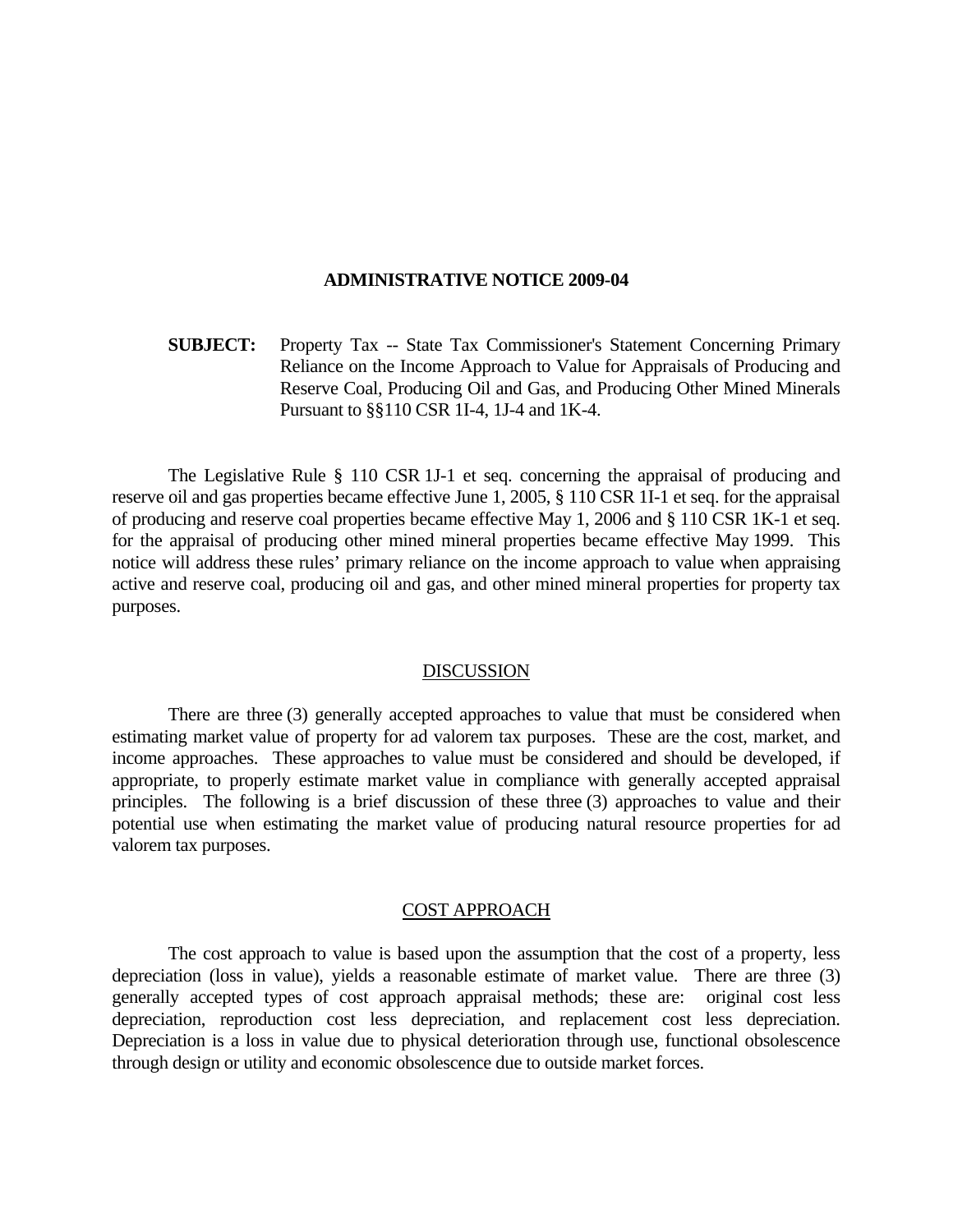# ADMINISTRATIVE NOTICE 2009-04

**SUBJECT:** Property Tax -- State Tax Commissioner's Statement Concerning Primary Reliance on the Income Approach to Value for Appraisals of Producing and Reserve Coal, Producing Oil and Gas, and Producing Other Mined Minerals Pursuant to §§110 CSR 1I-4, 1J-4 and 1K-4.

The Legislative Rule § 110 CSR 1J-1 et seq. concerning the appraisal of producing and reserve oil and gas properties became effective June 1, 2005, § 110 CSR 1I-1 et seq. for the appraisal of producing and reserve coal properties became effective May 1, 2006 and § 110 CSR 1K-1 et seq. for the appraisal of producing other mined mineral properties became effective May 1999. This notice will address these rules' primary reliance on the income approach to value when appraising active and reserve coal, producing oil and gas, and other mined mineral properties for property tax purposes.

## DISCUSSION

There are three (3) generally accepted approaches to value that must be considered when estimating market value of property for ad valorem tax purposes. These are the cost, market, and income approaches. These approaches to value must be considered and should be developed, if appropriate, to properly estimate market value in compliance with generally accepted appraisal principles. The following is a brief discussion of these three (3) approaches to value and their potential use when estimating the market value of producing natural resource properties for ad valorem tax purposes.

## COST APPROACH

The cost approach to value is based upon the assumption that the cost of a property, less depreciation (loss in value), yields a reasonable estimate of market value. There are three (3) generally accepted types of cost approach appraisal methods; these are: original cost less depreciation, reproduction cost less depreciation, and replacement cost less depreciation. Depreciation is a loss in value due to physical deterioration through use, functional obsolescence through design or utility and economic obsolescence due to outside market forces.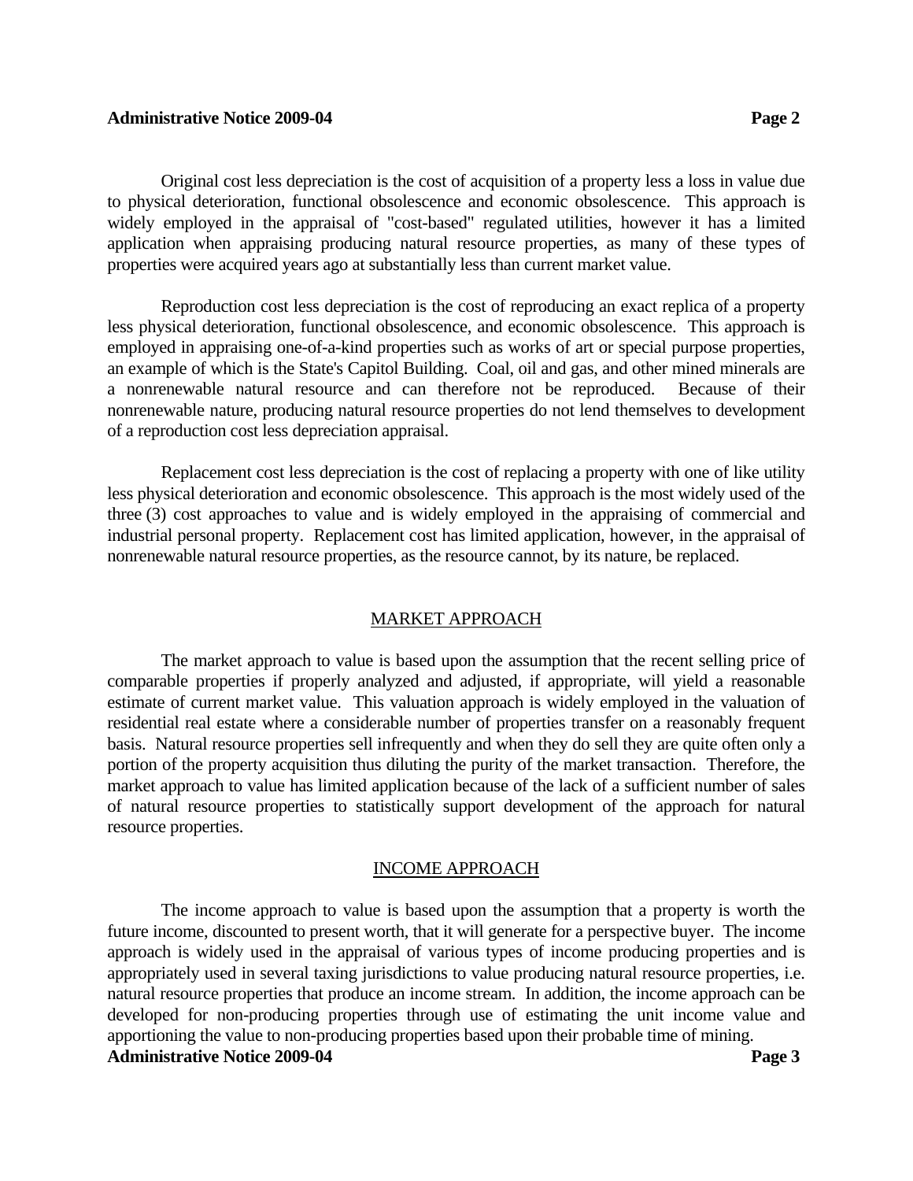Original cost less depreciation is the cost of acquisition of a property less a loss in value due to physical deterioration, functional obsolescence and economic obsolescence. This approach is widely employed in the appraisal of "cost-based" regulated utilities, however it has a limited application when appraising producing natural resource properties, as many of these types of properties were acquired years ago at substantially less than current market value.

Reproduction cost less depreciation is the cost of reproducing an exact replica of a property less physical deterioration, functional obsolescence, and economic obsolescence. This approach is employed in appraising one-of-a-kind properties such as works of art or special purpose properties, an example of which is the State's Capitol Building. Coal, oil and gas, and other mined minerals are a nonrenewable natural resource and can therefore not be reproduced. Because of their nonrenewable nature, producing natural resource properties do not lend themselves to development of a reproduction cost less depreciation appraisal.

Replacement cost less depreciation is the cost of replacing a property with one of like utility less physical deterioration and economic obsolescence. This approach is the most widely used of the three (3) cost approaches to value and is widely employed in the appraising of commercial and industrial personal property. Replacement cost has limited application, however, in the appraisal of nonrenewable natural resource properties, as the resource cannot, by its nature, be replaced.

## MARKET APPROACH

The market approach to value is based upon the assumption that the recent selling price of comparable properties if properly analyzed and adjusted, if appropriate, will yield a reasonable estimate of current market value. This valuation approach is widely employed in the valuation of residential real estate where a considerable number of properties transfer on a reasonably frequent basis. Natural resource properties sell infrequently and when they do sell they are quite often only a portion of the property acquisition thus diluting the purity of the market transaction. Therefore, the market approach to value has limited application because of the lack of a sufficient number of sales of natural resource properties to statistically support development of the approach for natural resource properties.

## INCOME APPROACH

The income approach to value is based upon the assumption that a property is worth the future income, discounted to present worth, that it will generate for a perspective buyer. The income approach is widely used in the appraisal of various types of income producing properties and is appropriately used in several taxing jurisdictions to value producing natural resource properties, i.e. natural resource properties that produce an income stream. In addition, the income approach can be developed for non-producing properties through use of estimating the unit income value and apportioning the value to non-producing properties based upon their probable time of mining.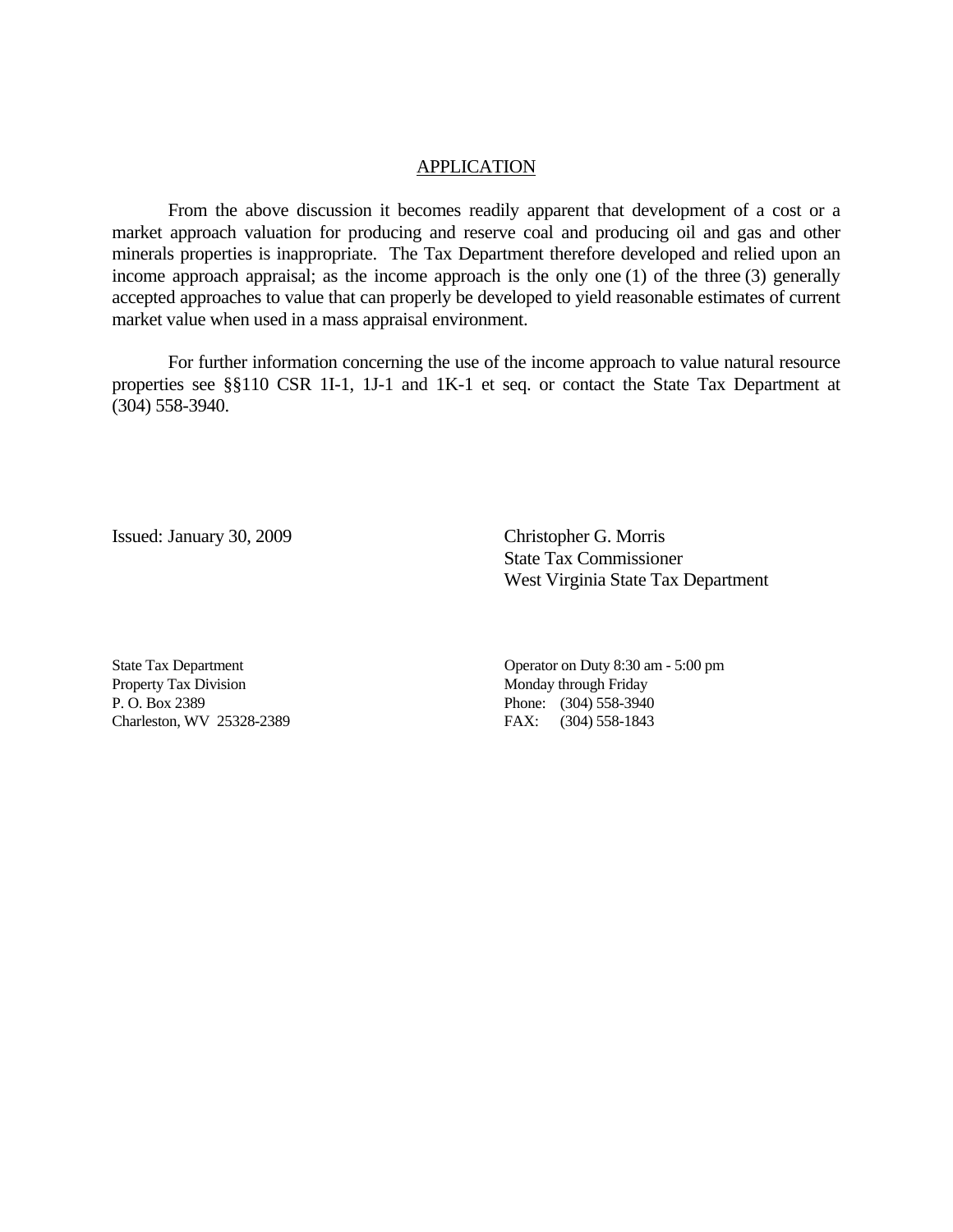## APPLICATION

From the above discussion it becomes readily apparent that development of a cost or a market approach valuation for producing and reserve coal and producing oil and gas and other minerals properties is inappropriate. The Tax Department therefore developed and relied upon an income approach appraisal; as the income approach is the only one (1) of the three (3) generally accepted approaches to value that can properly be developed to yield reasonable estimates of current market value when used in a mass appraisal environment.

For further information concerning the use of the income approach to value natural resource properties see §§110 CSR 1I-1, 1J-1 and 1K-1 et seq. or contact the State Tax Department at (304) 558-3940.

Issued: January 30, 2009

Christopher G. Morris
State Tax Commissioner
West Virginia State Tax Department

State Tax Department
Property Tax Division
P. O. Box 2389
Charleston, WV 25328-2389

Operator on Duty 8:30 am - 5:00 pm
Monday through Friday
Phone: (304) 558-3940
FAX: (304) 558-1843